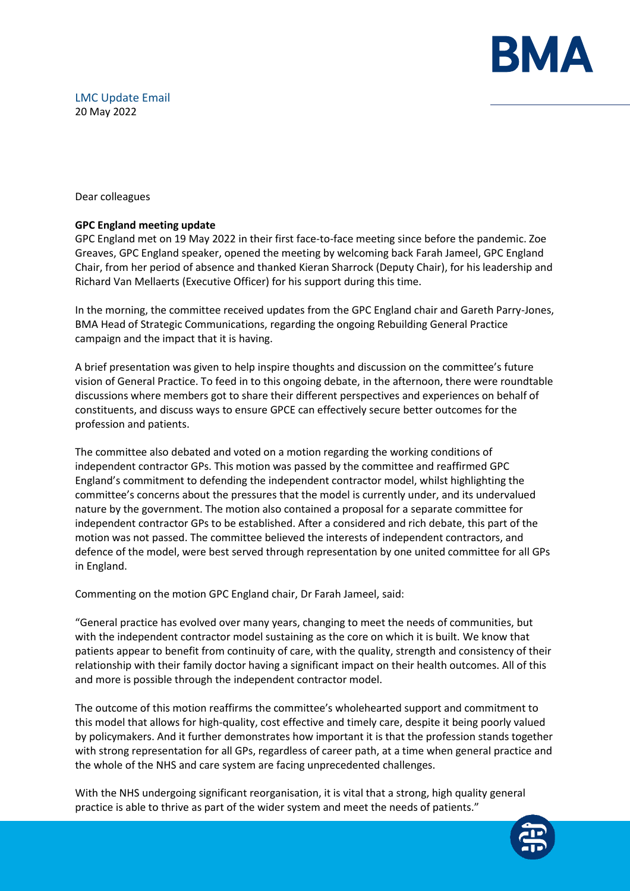LMC Update Email
20 May 2022

Dear colleagues

**GPC England meeting update**

GPC England met on 19 May 2022 in their first face-to-face meeting since before the pandemic. Zoe Greaves, GPC England speaker, opened the meeting by welcoming back Farah Jameel, GPC England Chair, from her period of absence and thanked Kieran Sharrock (Deputy Chair), for his leadership and Richard Van Mellaerts (Executive Officer) for his support during this time.

In the morning, the committee received updates from the GPC England chair and Gareth Parry-Jones, BMA Head of Strategic Communications, regarding the ongoing Rebuilding General Practice campaign and the impact that it is having.

A brief presentation was given to help inspire thoughts and discussion on the committee's future vision of General Practice. To feed in to this ongoing debate, in the afternoon, there were roundtable discussions where members got to share their different perspectives and experiences on behalf of constituents, and discuss ways to ensure GPCE can effectively secure better outcomes for the profession and patients.

The committee also debated and voted on a motion regarding the working conditions of independent contractor GPs. This motion was passed by the committee and reaffirmed GPC England's commitment to defending the independent contractor model, whilst highlighting the committee's concerns about the pressures that the model is currently under, and its undervalued nature by the government. The motion also contained a proposal for a separate committee for independent contractor GPs to be established. After a considered and rich debate, this part of the motion was not passed. The committee believed the interests of independent contractors, and defence of the model, were best served through representation by one united committee for all GPs in England.

Commenting on the motion GPC England chair, Dr Farah Jameel, said:

"General practice has evolved over many years, changing to meet the needs of communities, but with the independent contractor model sustaining as the core on which it is built. We know that patients appear to benefit from continuity of care, with the quality, strength and consistency of their relationship with their family doctor having a significant impact on their health outcomes. All of this and more is possible through the independent contractor model.

The outcome of this motion reaffirms the committee's wholehearted support and commitment to this model that allows for high-quality, cost effective and timely care, despite it being poorly valued by policymakers. And it further demonstrates how important it is that the profession stands together with strong representation for all GPs, regardless of career path, at a time when general practice and the whole of the NHS and care system are facing unprecedented challenges.

With the NHS undergoing significant reorganisation, it is vital that a strong, high quality general practice is able to thrive as part of the wider system and meet the needs of patients."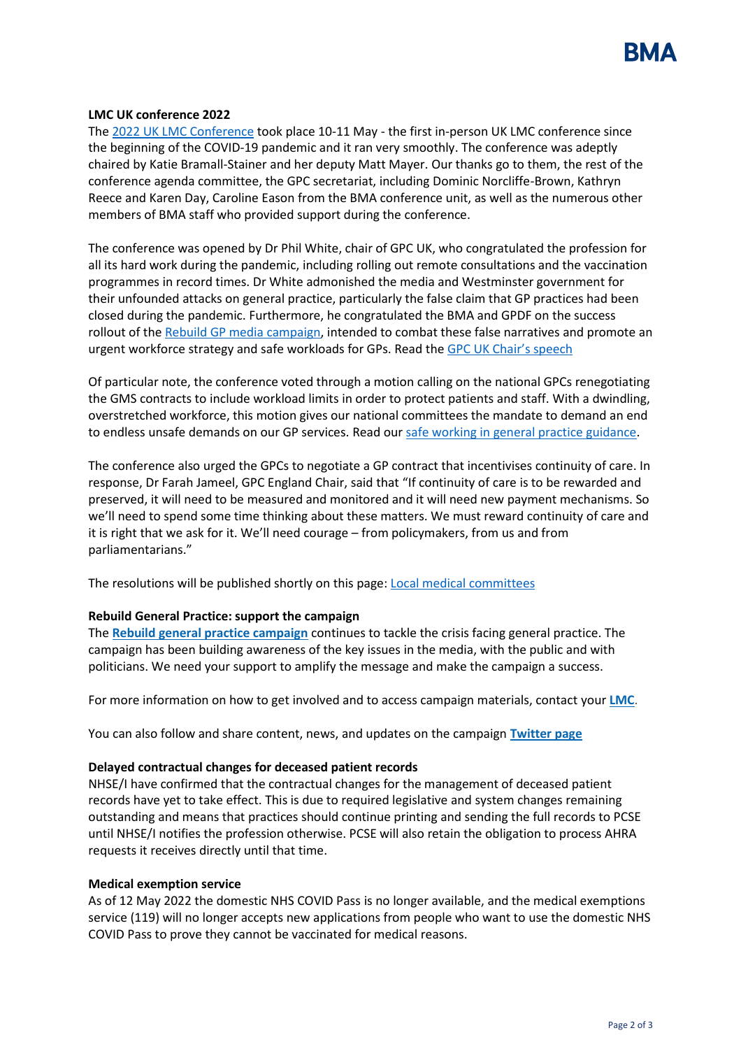### LMC UK conference 2022

The 2022 UK LMC Conference took place 10-11 May - the first in-person UK LMC conference since the beginning of the COVID-19 pandemic and it ran very smoothly. The conference was adeptly chaired by Katie Bramall-Stainer and her deputy Matt Mayer. Our thanks go to them, the rest of the conference agenda committee, the GPC secretariat, including Dominic Norcliffe-Brown, Kathryn Reece and Karen Day, Caroline Eason from the BMA conference unit, as well as the numerous other members of BMA staff who provided support during the conference.

The conference was opened by Dr Phil White, chair of GPC UK, who congratulated the profession for all its hard work during the pandemic, including rolling out remote consultations and the vaccination programmes in record times. Dr White admonished the media and Westminster government for their unfounded attacks on general practice, particularly the false claim that GP practices had been closed during the pandemic. Furthermore, he congratulated the BMA and GPDF on the success rollout of the Rebuild GP media campaign, intended to combat these false narratives and promote an urgent workforce strategy and safe workloads for GPs. Read the GPC UK Chair's speech

Of particular note, the conference voted through a motion calling on the national GPCs renegotiating the GMS contracts to include workload limits in order to protect patients and staff. With a dwindling, overstretched workforce, this motion gives our national committees the mandate to demand an end to endless unsafe demands on our GP services. Read our safe working in general practice guidance.

The conference also urged the GPCs to negotiate a GP contract that incentivises continuity of care. In response, Dr Farah Jameel, GPC England Chair, said that "If continuity of care is to be rewarded and preserved, it will need to be measured and monitored and it will need new payment mechanisms. So we'll need to spend some time thinking about these matters. We must reward continuity of care and it is right that we ask for it. We'll need courage – from policymakers, from us and from parliamentarians."

The resolutions will be published shortly on this page: Local medical committees

### Rebuild General Practice: support the campaign

The **Rebuild general practice campaign** continues to tackle the crisis facing general practice. The campaign has been building awareness of the key issues in the media, with the public and with politicians. We need your support to amplify the message and make the campaign a success.

For more information on how to get involved and to access campaign materials, contact your **LMC**.

You can also follow and share content, news, and updates on the campaign **Twitter page**

### Delayed contractual changes for deceased patient records

NHSE/I have confirmed that the contractual changes for the management of deceased patient records have yet to take effect. This is due to required legislative and system changes remaining outstanding and means that practices should continue printing and sending the full records to PCSE until NHSE/I notifies the profession otherwise. PCSE will also retain the obligation to process AHRA requests it receives directly until that time.

### Medical exemption service

As of 12 May 2022 the domestic NHS COVID Pass is no longer available, and the medical exemptions service (119) will no longer accepts new applications from people who want to use the domestic NHS COVID Pass to prove they cannot be vaccinated for medical reasons.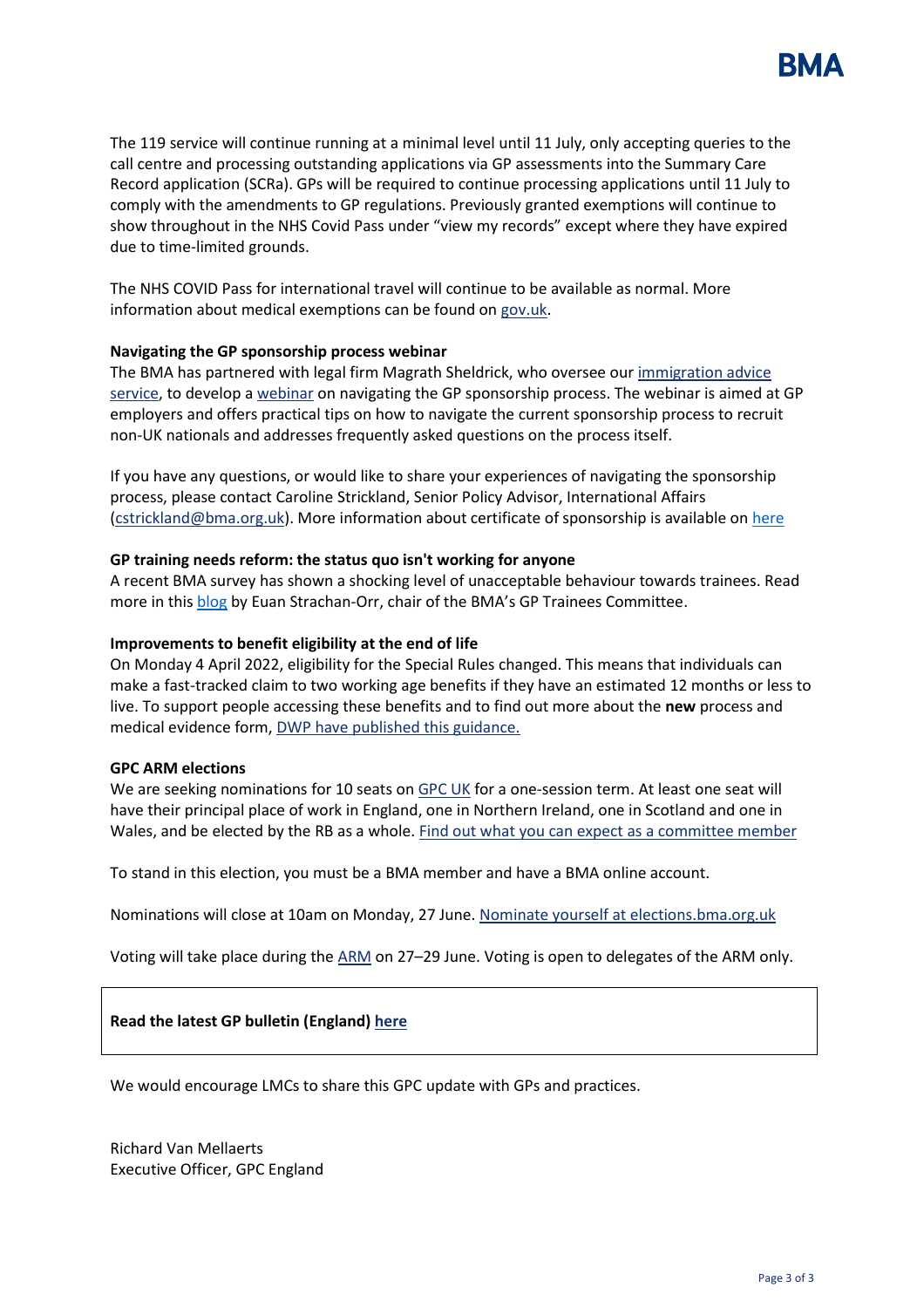The 119 service will continue running at a minimal level until 11 July, only accepting queries to the call centre and processing outstanding applications via GP assessments into the Summary Care Record application (SCRa). GPs will be required to continue processing applications until 11 July to comply with the amendments to GP regulations. Previously granted exemptions will continue to show throughout in the NHS Covid Pass under "view my records" except where they have expired due to time-limited grounds.

The NHS COVID Pass for international travel will continue to be available as normal. More information about medical exemptions can be found on gov.uk.

**Navigating the GP sponsorship process webinar**

The BMA has partnered with legal firm Magrath Sheldrick, who oversee our immigration advice service, to develop a webinar on navigating the GP sponsorship process. The webinar is aimed at GP employers and offers practical tips on how to navigate the current sponsorship process to recruit non-UK nationals and addresses frequently asked questions on the process itself.

If you have any questions, or would like to share your experiences of navigating the sponsorship process, please contact Caroline Strickland, Senior Policy Advisor, International Affairs (cstrickland@bma.org.uk). More information about certificate of sponsorship is available on here

**GP training needs reform: the status quo isn't working for anyone**

A recent BMA survey has shown a shocking level of unacceptable behaviour towards trainees. Read more in this blog by Euan Strachan-Orr, chair of the BMA's GP Trainees Committee.

**Improvements to benefit eligibility at the end of life**

On Monday 4 April 2022, eligibility for the Special Rules changed. This means that individuals can make a fast-tracked claim to two working age benefits if they have an estimated 12 months or less to live. To support people accessing these benefits and to find out more about the **new** process and medical evidence form, DWP have published this guidance.

**GPC ARM elections**

We are seeking nominations for 10 seats on GPC UK for a one-session term. At least one seat will have their principal place of work in England, one in Northern Ireland, one in Scotland and one in Wales, and be elected by the RB as a whole. Find out what you can expect as a committee member

To stand in this election, you must be a BMA member and have a BMA online account.

Nominations will close at 10am on Monday, 27 June. Nominate yourself at elections.bma.org.uk

Voting will take place during the ARM on 27–29 June. Voting is open to delegates of the ARM only.

**Read the latest GP bulletin (England) here**

We would encourage LMCs to share this GPC update with GPs and practices.

Richard Van Mellaerts
Executive Officer, GPC England